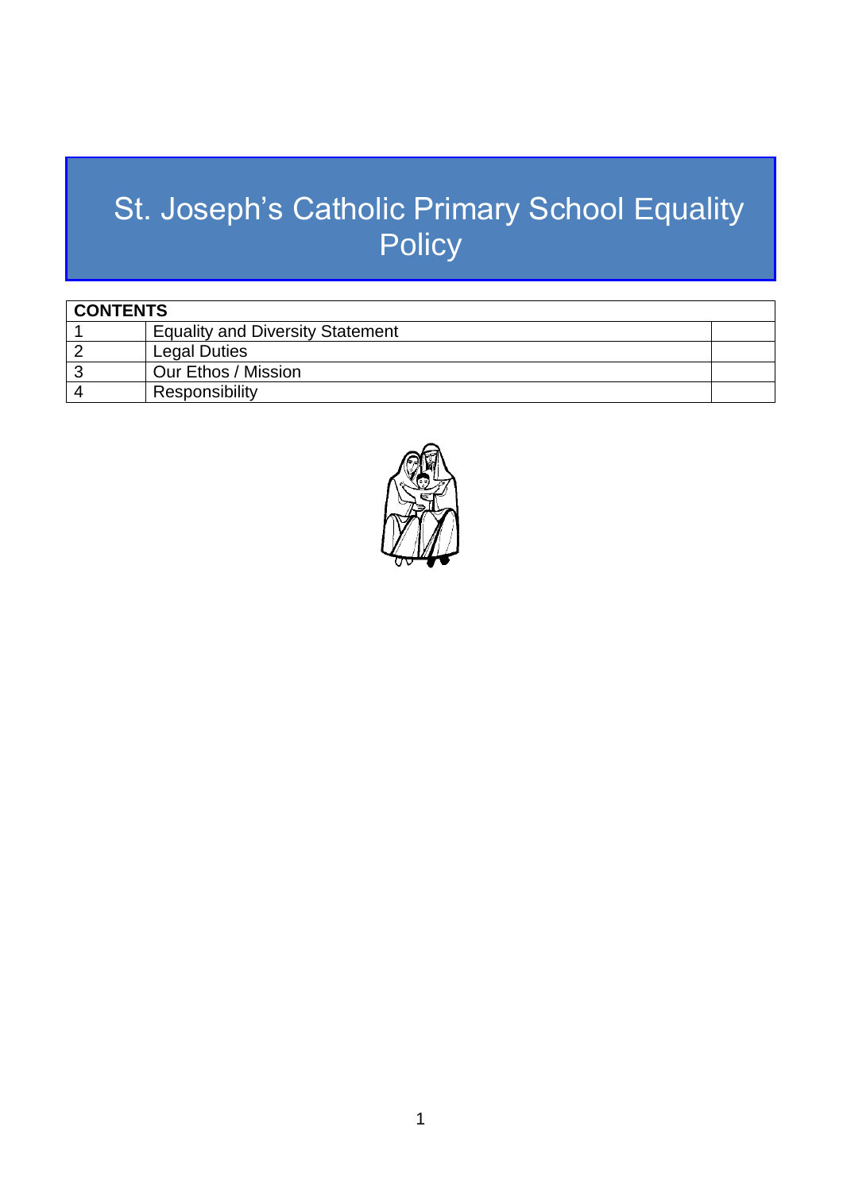# St. Joseph's Catholic Primary School Equality Policy

| CONTENTS | | |
|---|---|---|
| 1 | Equality and Diversity Statement | |
| 2 | Legal Duties | |
| 3 | Our Ethos / Mission | |
| 4 | Responsibility | |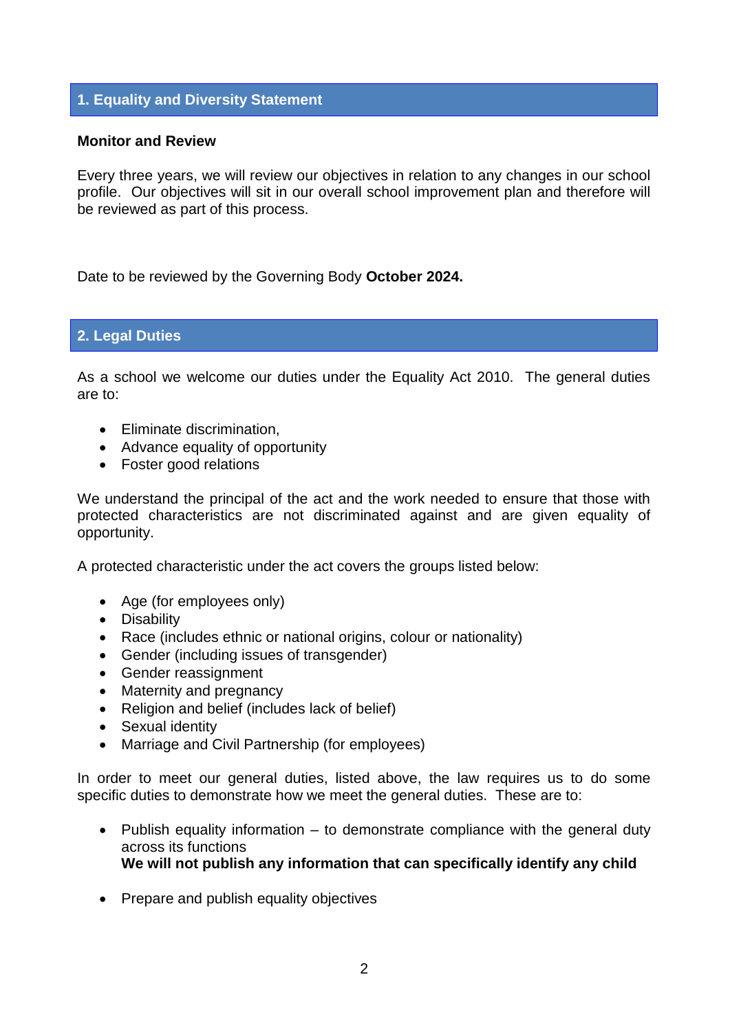## 1. Equality and Diversity Statement

**Monitor and Review**

Every three years, we will review our objectives in relation to any changes in our school profile. Our objectives will sit in our overall school improvement plan and therefore will be reviewed as part of this process.

Date to be reviewed by the Governing Body **October 2024.**

## 2. Legal Duties

As a school we welcome our duties under the Equality Act 2010. The general duties are to:

- Eliminate discrimination,
- Advance equality of opportunity
- Foster good relations

We understand the principal of the act and the work needed to ensure that those with protected characteristics are not discriminated against and are given equality of opportunity.

A protected characteristic under the act covers the groups listed below:

- Age (for employees only)
- Disability
- Race (includes ethnic or national origins, colour or nationality)
- Gender (including issues of transgender)
- Gender reassignment
- Maternity and pregnancy
- Religion and belief (includes lack of belief)
- Sexual identity
- Marriage and Civil Partnership (for employees)

In order to meet our general duties, listed above, the law requires us to do some specific duties to demonstrate how we meet the general duties. These are to:

- Publish equality information – to demonstrate compliance with the general duty across its functions
  **We will not publish any information that can specifically identify any child**

- Prepare and publish equality objectives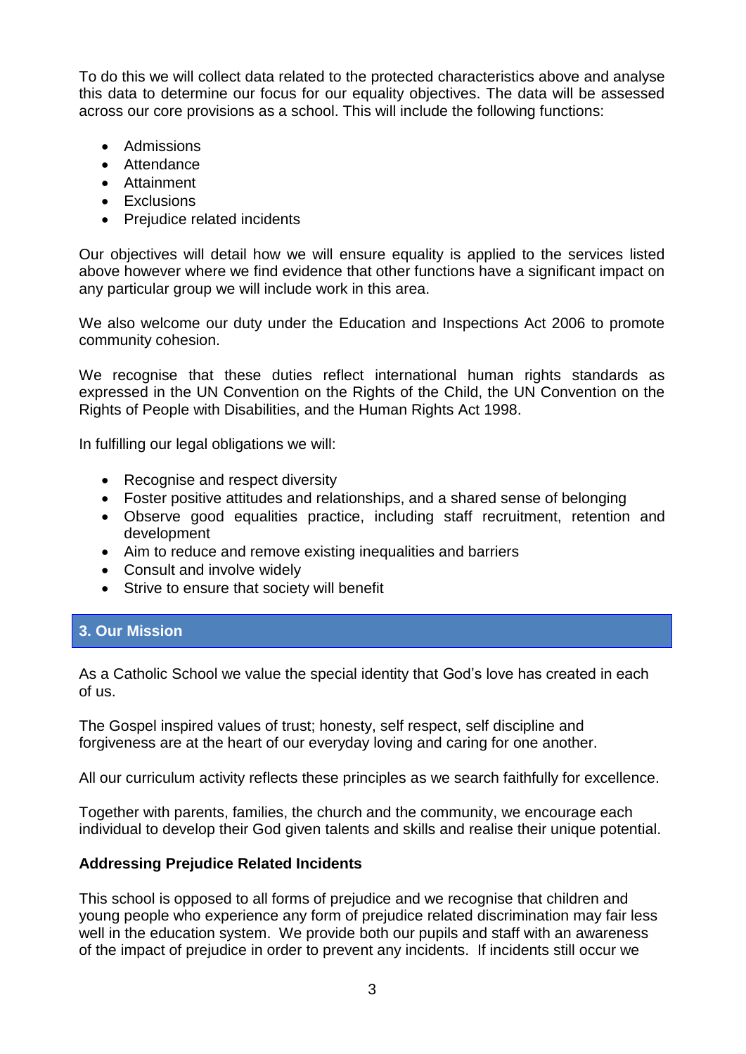To do this we will collect data related to the protected characteristics above and analyse this data to determine our focus for our equality objectives. The data will be assessed across our core provisions as a school. This will include the following functions:

- Admissions
- Attendance
- Attainment
- Exclusions
- Prejudice related incidents

Our objectives will detail how we will ensure equality is applied to the services listed above however where we find evidence that other functions have a significant impact on any particular group we will include work in this area.

We also welcome our duty under the Education and Inspections Act 2006 to promote community cohesion.

We recognise that these duties reflect international human rights standards as expressed in the UN Convention on the Rights of the Child, the UN Convention on the Rights of People with Disabilities, and the Human Rights Act 1998.

In fulfilling our legal obligations we will:

- Recognise and respect diversity
- Foster positive attitudes and relationships, and a shared sense of belonging
- Observe good equalities practice, including staff recruitment, retention and development
- Aim to reduce and remove existing inequalities and barriers
- Consult and involve widely
- Strive to ensure that society will benefit

## 3. Our Mission

As a Catholic School we value the special identity that God's love has created in each of us.

The Gospel inspired values of trust; honesty, self respect, self discipline and forgiveness are at the heart of our everyday loving and caring for one another.

All our curriculum activity reflects these principles as we search faithfully for excellence.

Together with parents, families, the church and the community, we encourage each individual to develop their God given talents and skills and realise their unique potential.

### Addressing Prejudice Related Incidents

This school is opposed to all forms of prejudice and we recognise that children and young people who experience any form of prejudice related discrimination may fair less well in the education system. We provide both our pupils and staff with an awareness of the impact of prejudice in order to prevent any incidents. If incidents still occur we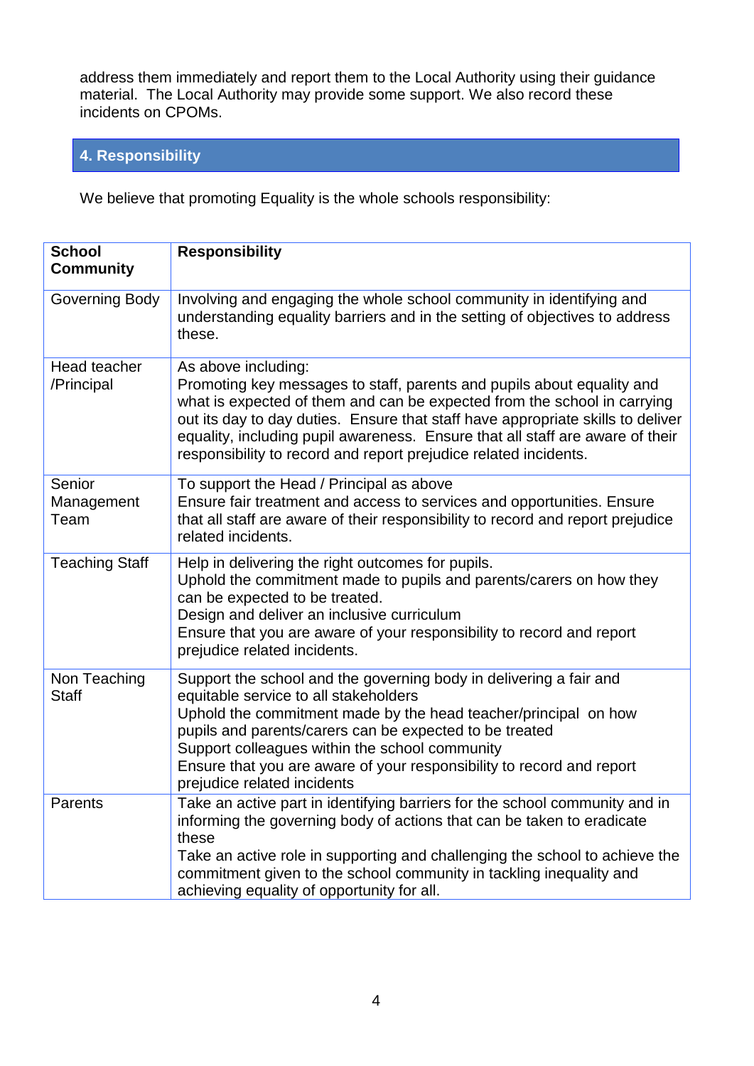address them immediately and report them to the Local Authority using their guidance material. The Local Authority may provide some support. We also record these incidents on CPOMs.

## 4. Responsibility

We believe that promoting Equality is the whole schools responsibility:

| School Community | Responsibility |
| --- | --- |
| Governing Body | Involving and engaging the whole school community in identifying and understanding equality barriers and in the setting of objectives to address these. |
| Head teacher /Principal | As above including:<br>Promoting key messages to staff, parents and pupils about equality and what is expected of them and can be expected from the school in carrying out its day to day duties. Ensure that staff have appropriate skills to deliver equality, including pupil awareness. Ensure that all staff are aware of their responsibility to record and report prejudice related incidents. |
| Senior Management Team | To support the Head / Principal as above<br>Ensure fair treatment and access to services and opportunities. Ensure that all staff are aware of their responsibility to record and report prejudice related incidents. |
| Teaching Staff | Help in delivering the right outcomes for pupils.<br>Uphold the commitment made to pupils and parents/carers on how they can be expected to be treated.<br>Design and deliver an inclusive curriculum<br>Ensure that you are aware of your responsibility to record and report prejudice related incidents. |
| Non Teaching Staff | Support the school and the governing body in delivering a fair and equitable service to all stakeholders<br>Uphold the commitment made by the head teacher/principal on how pupils and parents/carers can be expected to be treated<br>Support colleagues within the school community<br>Ensure that you are aware of your responsibility to record and report prejudice related incidents |
| Parents | Take an active part in identifying barriers for the school community and in informing the governing body of actions that can be taken to eradicate these<br>Take an active role in supporting and challenging the school to achieve the commitment given to the school community in tackling inequality and achieving equality of opportunity for all. |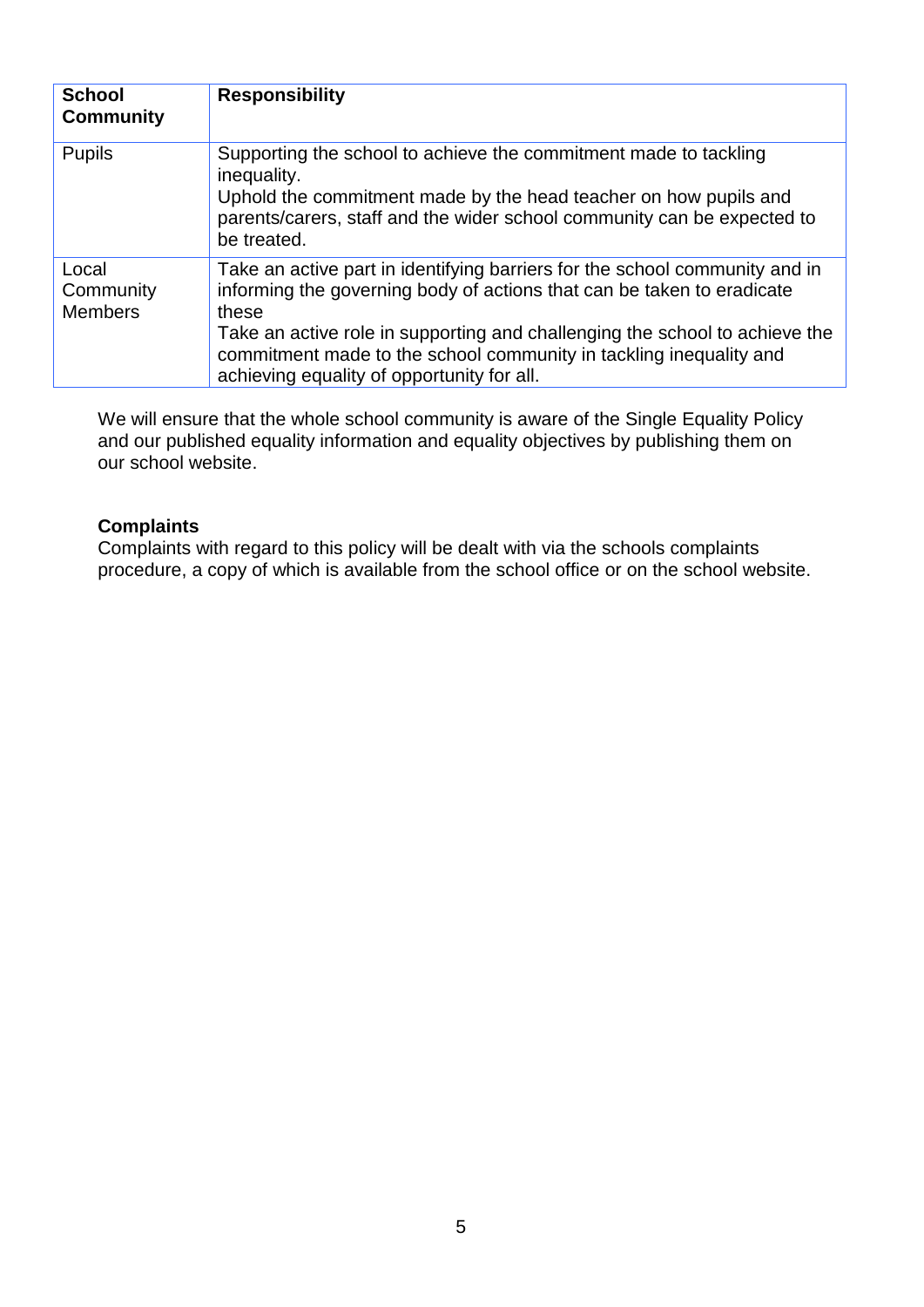| School Community | Responsibility |
|---|---|
| Pupils | Supporting the school to achieve the commitment made to tackling inequality.<br>Uphold the commitment made by the head teacher on how pupils and parents/carers, staff and the wider school community can be expected to be treated. |
| Local Community Members | Take an active part in identifying barriers for the school community and in informing the governing body of actions that can be taken to eradicate these<br>Take an active role in supporting and challenging the school to achieve the commitment made to the school community in tackling inequality and achieving equality of opportunity for all. |

We will ensure that the whole school community is aware of the Single Equality Policy and our published equality information and equality objectives by publishing them on our school website.

**Complaints**

Complaints with regard to this policy will be dealt with via the schools complaints procedure, a copy of which is available from the school office or on the school website.